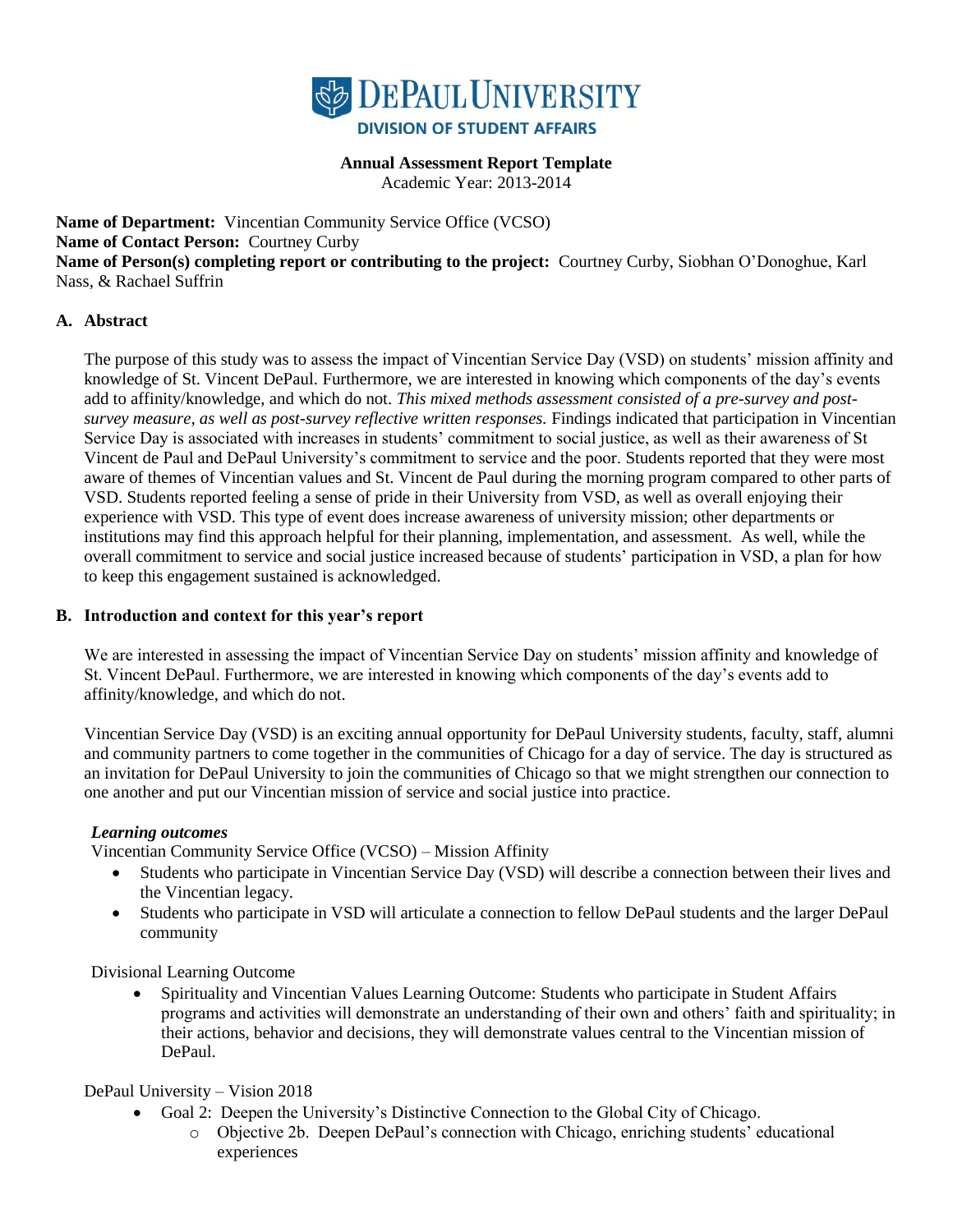DePaul University
DIVISION OF STUDENT AFFAIRS

**Annual Assessment Report Template**
Academic Year: 2013-2014

**Name of Department:** Vincentian Community Service Office (VCSO)
**Name of Contact Person:** Courtney Curby
**Name of Person(s) completing report or contributing to the project:** Courtney Curby, Siobhan O'Donoghue, Karl Nass, & Rachael Suffrin

## A. Abstract

The purpose of this study was to assess the impact of Vincentian Service Day (VSD) on students' mission affinity and knowledge of St. Vincent DePaul. Furthermore, we are interested in knowing which components of the day's events add to affinity/knowledge, and which do not. *This mixed methods assessment consisted of a pre-survey and post-survey measure, as well as post-survey reflective written responses.* Findings indicated that participation in Vincentian Service Day is associated with increases in students' commitment to social justice, as well as their awareness of St Vincent de Paul and DePaul University's commitment to service and the poor. Students reported that they were most aware of themes of Vincentian values and St. Vincent de Paul during the morning program compared to other parts of VSD. Students reported feeling a sense of pride in their University from VSD, as well as overall enjoying their experience with VSD. This type of event does increase awareness of university mission; other departments or institutions may find this approach helpful for their planning, implementation, and assessment. As well, while the overall commitment to service and social justice increased because of students' participation in VSD, a plan for how to keep this engagement sustained is acknowledged.

## B. Introduction and context for this year's report

We are interested in assessing the impact of Vincentian Service Day on students' mission affinity and knowledge of St. Vincent DePaul. Furthermore, we are interested in knowing which components of the day's events add to affinity/knowledge, and which do not.

Vincentian Service Day (VSD) is an exciting annual opportunity for DePaul University students, faculty, staff, alumni and community partners to come together in the communities of Chicago for a day of service. The day is structured as an invitation for DePaul University to join the communities of Chicago so that we might strengthen our connection to one another and put our Vincentian mission of service and social justice into practice.

### *Learning outcomes*

Vincentian Community Service Office (VCSO) – Mission Affinity

- Students who participate in Vincentian Service Day (VSD) will describe a connection between their lives and the Vincentian legacy.
- Students who participate in VSD will articulate a connection to fellow DePaul students and the larger DePaul community

Divisional Learning Outcome

- Spirituality and Vincentian Values Learning Outcome: Students who participate in Student Affairs programs and activities will demonstrate an understanding of their own and others' faith and spirituality; in their actions, behavior and decisions, they will demonstrate values central to the Vincentian mission of DePaul.

DePaul University – Vision 2018

- Goal 2: Deepen the University's Distinctive Connection to the Global City of Chicago.
  - Objective 2b. Deepen DePaul's connection with Chicago, enriching students' educational experiences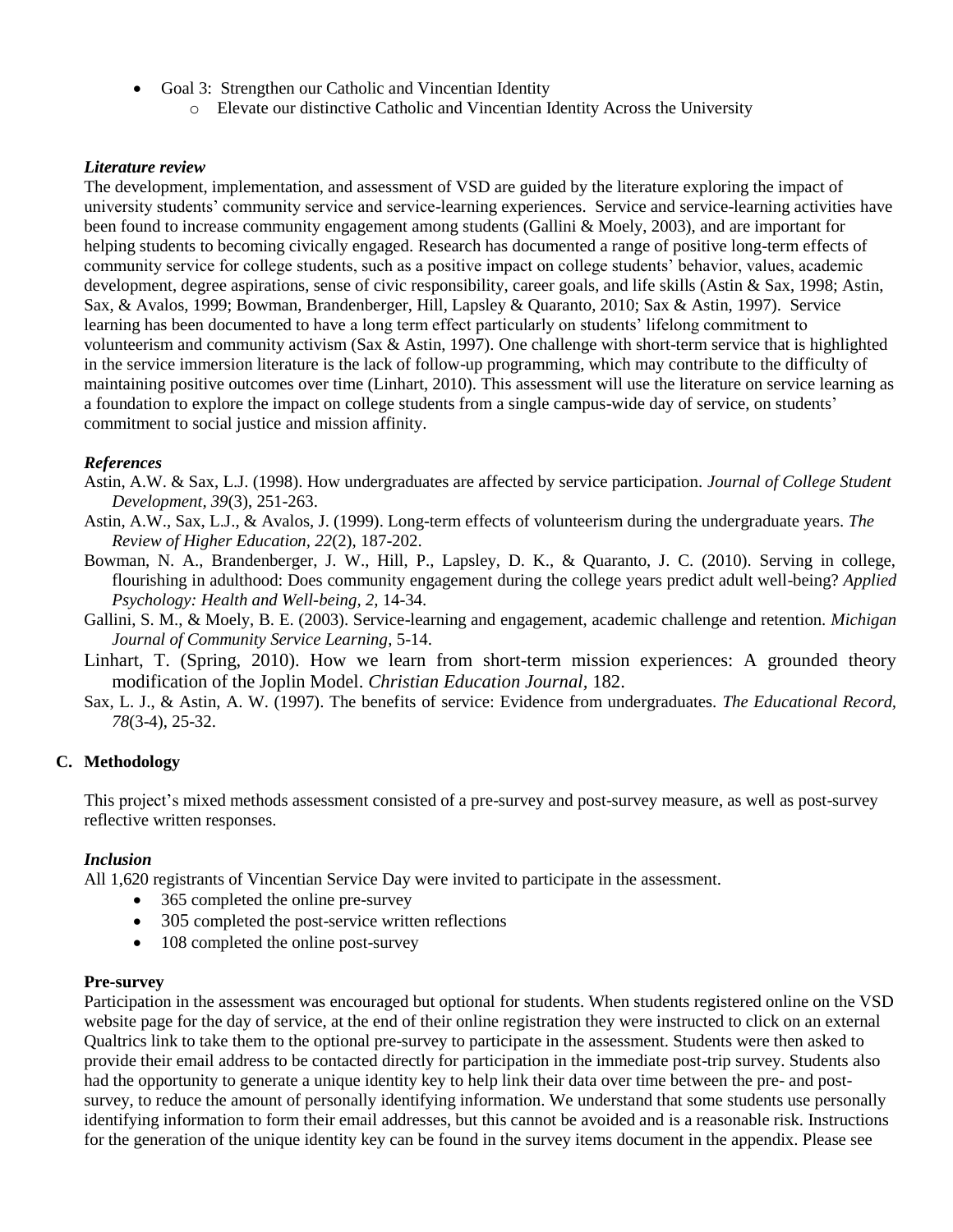- Goal 3: Strengthen our Catholic and Vincentian Identity
    - Elevate our distinctive Catholic and Vincentian Identity Across the University

### *Literature review*

The development, implementation, and assessment of VSD are guided by the literature exploring the impact of university students' community service and service-learning experiences. Service and service-learning activities have been found to increase community engagement among students (Gallini & Moely, 2003), and are important for helping students to becoming civically engaged. Research has documented a range of positive long-term effects of community service for college students, such as a positive impact on college students' behavior, values, academic development, degree aspirations, sense of civic responsibility, career goals, and life skills (Astin & Sax, 1998; Astin, Sax, & Avalos, 1999; Bowman, Brandenberger, Hill, Lapsley & Quaranto, 2010; Sax & Astin, 1997). Service learning has been documented to have a long term effect particularly on students' lifelong commitment to volunteerism and community activism (Sax & Astin, 1997). One challenge with short-term service that is highlighted in the service immersion literature is the lack of follow-up programming, which may contribute to the difficulty of maintaining positive outcomes over time (Linhart, 2010). This assessment will use the literature on service learning as a foundation to explore the impact on college students from a single campus-wide day of service, on students' commitment to social justice and mission affinity.

### *References*

Astin, A.W. & Sax, L.J. (1998). How undergraduates are affected by service participation. *Journal of College Student Development, 39*(3), 251-263.

Astin, A.W., Sax, L.J., & Avalos, J. (1999). Long-term effects of volunteerism during the undergraduate years. *The Review of Higher Education, 22*(2), 187-202.

Bowman, N. A., Brandenberger, J. W., Hill, P., Lapsley, D. K., & Quaranto, J. C. (2010). Serving in college, flourishing in adulthood: Does community engagement during the college years predict adult well-being? *Applied Psychology: Health and Well-being, 2,* 14-34.

Gallini, S. M., & Moely, B. E. (2003). Service-learning and engagement, academic challenge and retention. *Michigan Journal of Community Service Learning*, 5-14.

Linhart, T. (Spring, 2010). How we learn from short-term mission experiences: A grounded theory modification of the Joplin Model. *Christian Education Journal*, 182.

Sax, L. J., & Astin, A. W. (1997). The benefits of service: Evidence from undergraduates. *The Educational Record, 78*(3-4), 25-32.

## C. Methodology

This project's mixed methods assessment consisted of a pre-survey and post-survey measure, as well as post-survey reflective written responses.

### *Inclusion*

All 1,620 registrants of Vincentian Service Day were invited to participate in the assessment.

- 365 completed the online pre-survey
- 305 completed the post-service written reflections
- 108 completed the online post-survey

### Pre-survey

Participation in the assessment was encouraged but optional for students. When students registered online on the VSD website page for the day of service, at the end of their online registration they were instructed to click on an external Qualtrics link to take them to the optional pre-survey to participate in the assessment. Students were then asked to provide their email address to be contacted directly for participation in the immediate post-trip survey. Students also had the opportunity to generate a unique identity key to help link their data over time between the pre- and post-survey, to reduce the amount of personally identifying information. We understand that some students use personally identifying information to form their email addresses, but this cannot be avoided and is a reasonable risk. Instructions for the generation of the unique identity key can be found in the survey items document in the appendix. Please see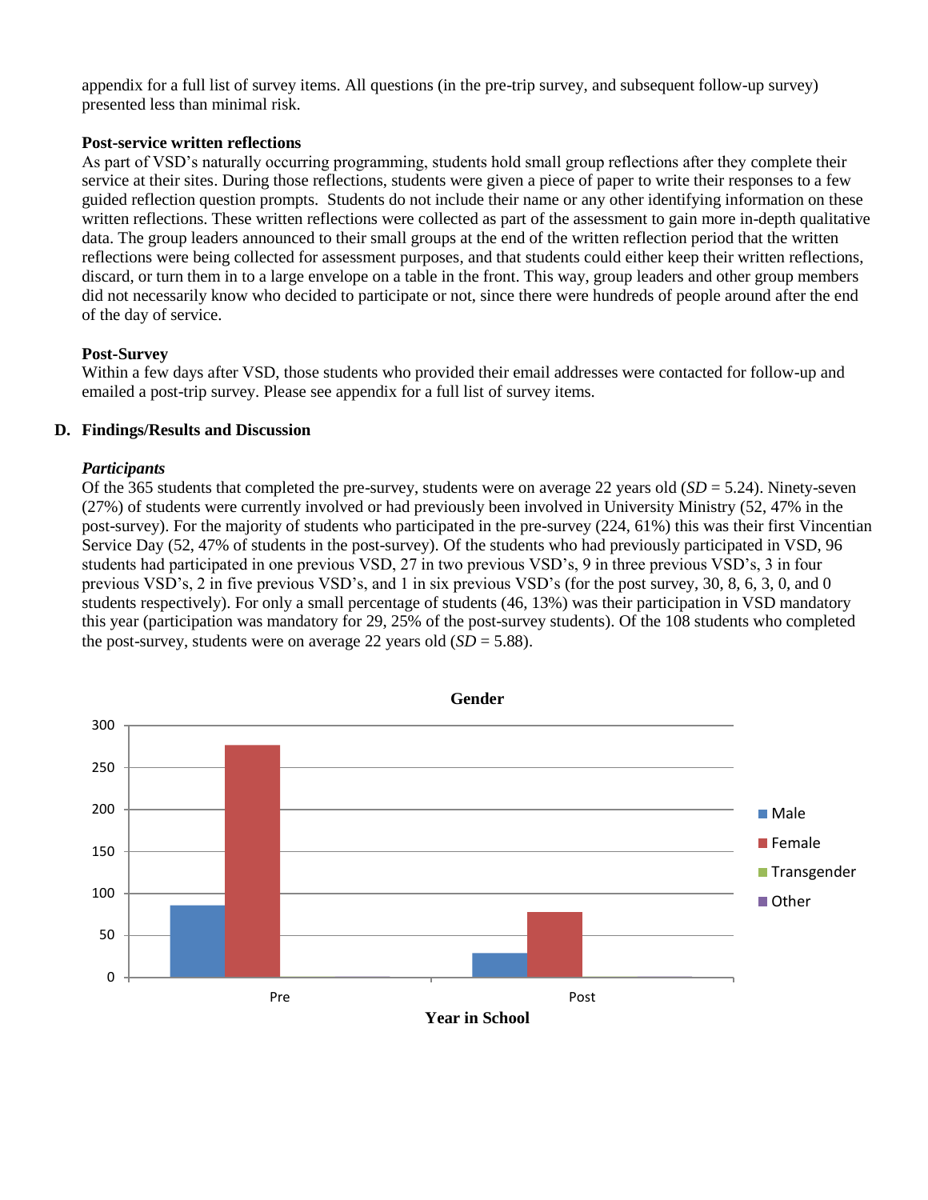appendix for a full list of survey items. All questions (in the pre-trip survey, and subsequent follow-up survey) presented less than minimal risk.

**Post-service written reflections**

As part of VSD's naturally occurring programming, students hold small group reflections after they complete their service at their sites. During those reflections, students were given a piece of paper to write their responses to a few guided reflection question prompts. Students do not include their name or any other identifying information on these written reflections. These written reflections were collected as part of the assessment to gain more in-depth qualitative data. The group leaders announced to their small groups at the end of the written reflection period that the written reflections were being collected for assessment purposes, and that students could either keep their written reflections, discard, or turn them in to a large envelope on a table in the front. This way, group leaders and other group members did not necessarily know who decided to participate or not, since there were hundreds of people around after the end of the day of service.

**Post-Survey**

Within a few days after VSD, those students who provided their email addresses were contacted for follow-up and emailed a post-trip survey. Please see appendix for a full list of survey items.

## D. Findings/Results and Discussion

***Participants***

Of the 365 students that completed the pre-survey, students were on average 22 years old (*SD* = 5.24). Ninety-seven (27%) of students were currently involved or had previously been involved in University Ministry (52, 47% in the post-survey). For the majority of students who participated in the pre-survey (224, 61%) this was their first Vincentian Service Day (52, 47% of students in the post-survey). Of the students who had previously participated in VSD, 96 students had participated in one previous VSD, 27 in two previous VSD's, 9 in three previous VSD's, 3 in four previous VSD's, 2 in five previous VSD's, and 1 in six previous VSD's (for the post survey, 30, 8, 6, 3, 0, and 0 students respectively). For only a small percentage of students (46, 13%) was their participation in VSD mandatory this year (participation was mandatory for 29, 25% of the post-survey students). Of the 108 students who completed the post-survey, students were on average 22 years old (*SD* = 5.88).

**Gender**

| Year in School | Male | Female | Transgender | Other |
|---|---|---|---|---|
| Pre | ~86 | ~277 | ~1 | ~1 |
| Post | ~29 | ~78 | ~1 | ~1 |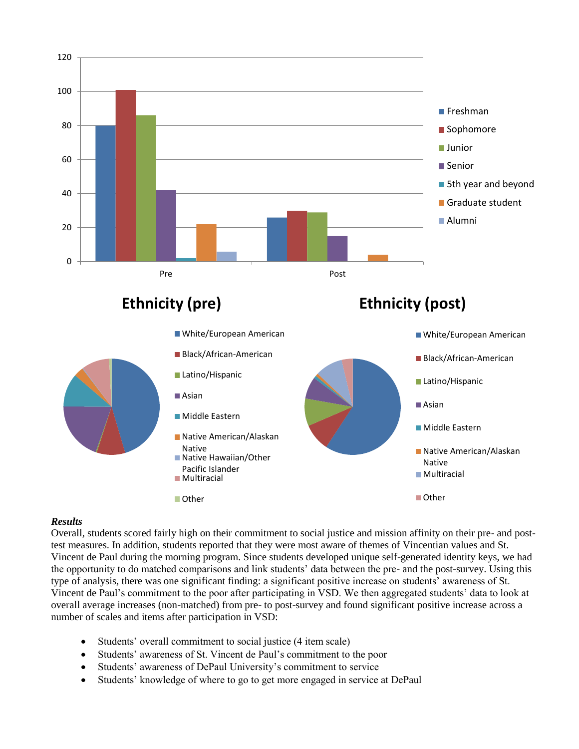### Results

Overall, students scored fairly high on their commitment to social justice and mission affinity on their pre- and post-test measures. In addition, students reported that they were most aware of themes of Vincentian values and St. Vincent de Paul during the morning program. Since students developed unique self-generated identity keys, we had the opportunity to do matched comparisons and link students' data between the pre- and the post-survey. Using this type of analysis, there was one significant finding: a significant positive increase on students' awareness of St. Vincent de Paul's commitment to the poor after participating in VSD. We then aggregated students' data to look at overall average increases (non-matched) from pre- to post-survey and found significant positive increase across a number of scales and items after participation in VSD:

- Students' overall commitment to social justice (4 item scale)
- Students' awareness of St. Vincent de Paul's commitment to the poor
- Students' awareness of DePaul University's commitment to service
- Students' knowledge of where to go to get more engaged in service at DePaul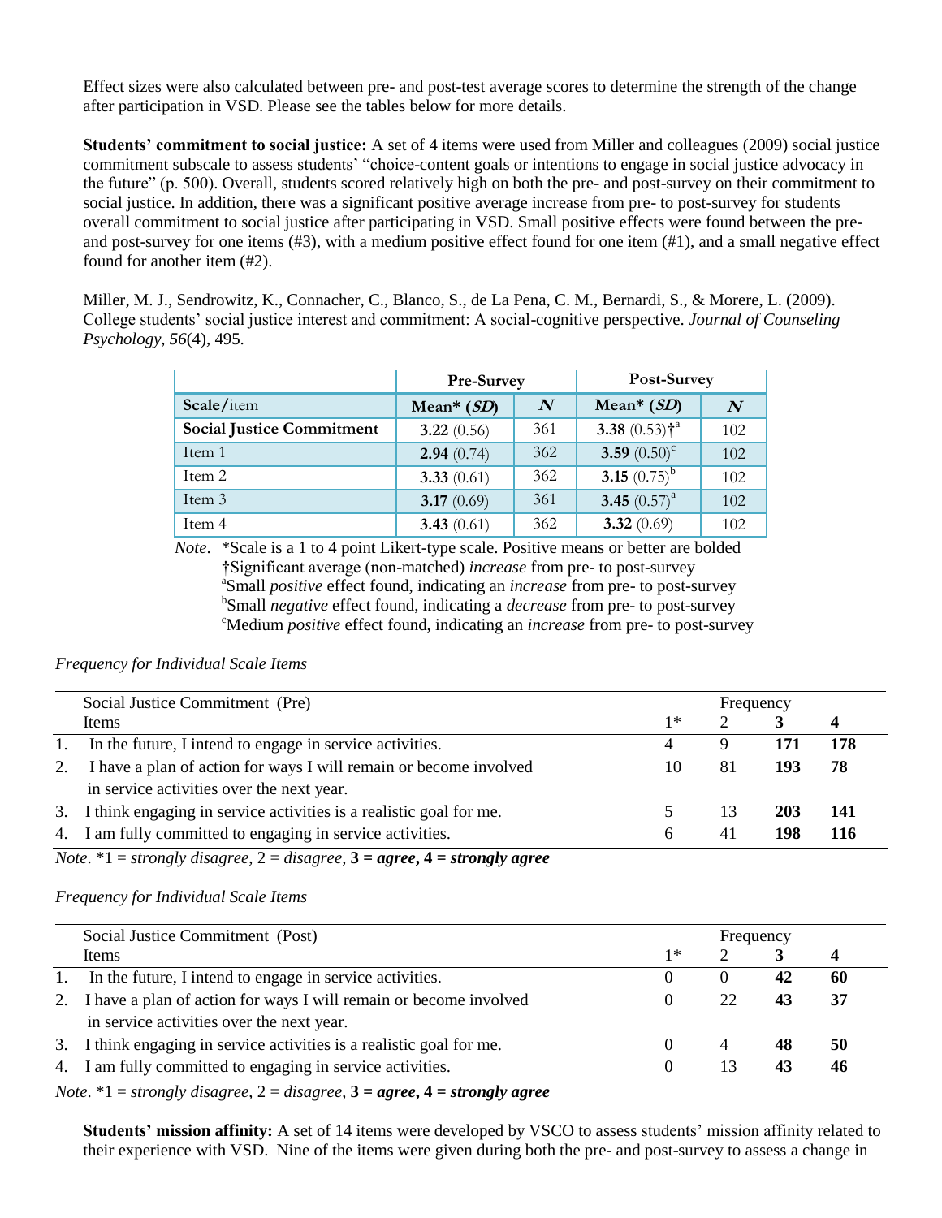Effect sizes were also calculated between pre- and post-test average scores to determine the strength of the change after participation in VSD. Please see the tables below for more details.

**Students' commitment to social justice:** A set of 4 items were used from Miller and colleagues (2009) social justice commitment subscale to assess students' "choice-content goals or intentions to engage in social justice advocacy in the future" (p. 500). Overall, students scored relatively high on both the pre- and post-survey on their commitment to social justice. In addition, there was a significant positive average increase from pre- to post-survey for students overall commitment to social justice after participating in VSD. Small positive effects were found between the pre- and post-survey for one items (#3), with a medium positive effect found for one item (#1), and a small negative effect found for another item (#2).

Miller, M. J., Sendrowitz, K., Connacher, C., Blanco, S., de La Pena, C. M., Bernardi, S., & Morere, L. (2009). College students' social justice interest and commitment: A social-cognitive perspective. *Journal of Counseling Psychology*, *56*(4), 495.

| | Pre-Survey | | Post-Survey | |
|---|---|---|---|---|
| **Scale**/item | **Mean\* (*SD*)** | ***N*** | **Mean\* (*SD*)** | ***N*** |
| **Social Justice Commitment** | **3.22** (0.56) | 361 | **3.38** (0.53)†[a] | 102 |
| Item 1 | **2.94** (0.74) | 362 | **3.59** (0.50)[c] | 102 |
| Item 2 | **3.33** (0.61) | 362 | **3.15** (0.75)[b] | 102 |
| Item 3 | **3.17** (0.69) | 361 | **3.45** (0.57)[a] | 102 |
| Item 4 | **3.43** (0.61) | 362 | **3.32** (0.69) | 102 |

*Note*. \*Scale is a 1 to 4 point Likert-type scale. Positive means or better are bolded
†Significant average (non-matched) *increase* from pre- to post-survey
[a]Small *positive* effect found, indicating an *increase* from pre- to post-survey
[b]Small *negative* effect found, indicating a *decrease* from pre- to post-survey
[c]Medium *positive* effect found, indicating an *increase* from pre- to post-survey

*Frequency for Individual Scale Items*

| Social Justice Commitment (Pre) Items | Frequency 1\* | 2 | **3** | **4** |
|---|---|---|---|---|
| 1. In the future, I intend to engage in service activities. | 4 | 9 | **171** | **178** |
| 2. I have a plan of action for ways I will remain or become involved in service activities over the next year. | 10 | 81 | **193** | **78** |
| 3. I think engaging in service activities is a realistic goal for me. | 5 | 13 | **203** | **141** |
| 4. I am fully committed to engaging in service activities. | 6 | 41 | **198** | **116** |

*Note*. \*1 = *strongly disagree*, 2 = *disagree*, **3 = *agree*, 4 = *strongly agree***

*Frequency for Individual Scale Items*

| Social Justice Commitment (Post) Items | Frequency 1\* | 2 | **3** | **4** |
|---|---|---|---|---|
| 1. In the future, I intend to engage in service activities. | 0 | 0 | **42** | **60** |
| 2. I have a plan of action for ways I will remain or become involved in service activities over the next year. | 0 | 22 | **43** | **37** |
| 3. I think engaging in service activities is a realistic goal for me. | 0 | 4 | **48** | **50** |
| 4. I am fully committed to engaging in service activities. | 0 | 13 | **43** | **46** |

*Note*. \*1 = *strongly disagree*, 2 = *disagree*, **3 = *agree*, 4 = *strongly agree***

**Students' mission affinity:** A set of 14 items were developed by VSCO to assess students' mission affinity related to their experience with VSD. Nine of the items were given during both the pre- and post-survey to assess a change in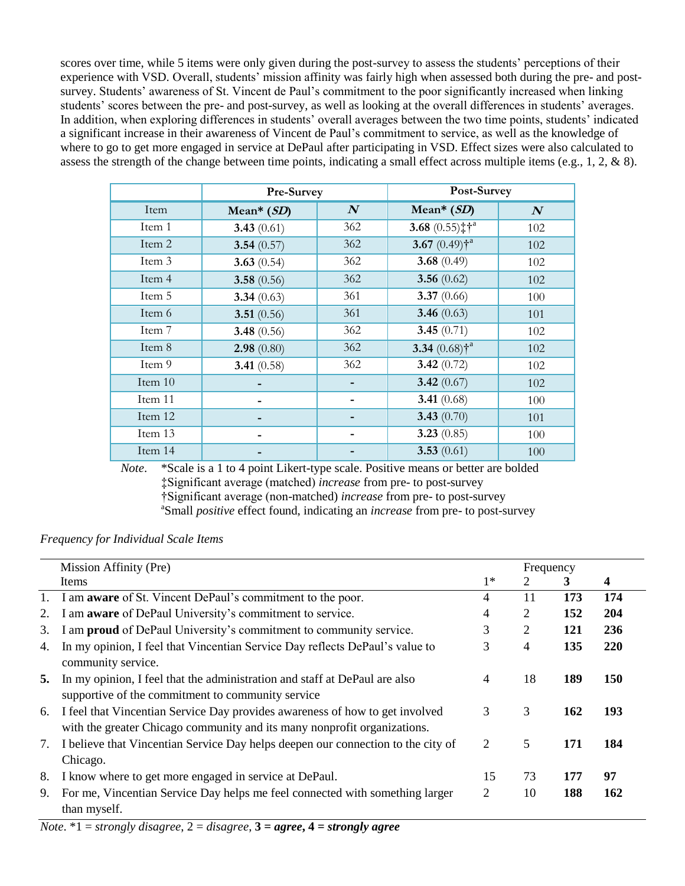scores over time, while 5 items were only given during the post-survey to assess the students' perceptions of their experience with VSD. Overall, students' mission affinity was fairly high when assessed both during the pre- and post-survey. Students' awareness of St. Vincent de Paul's commitment to the poor significantly increased when linking students' scores between the pre- and post-survey, as well as looking at the overall differences in students' averages. In addition, when exploring differences in students' overall averages between the two time points, students' indicated a significant increase in their awareness of Vincent de Paul's commitment to service, as well as the knowledge of where to go to get more engaged in service at DePaul after participating in VSD. Effect sizes were also calculated to assess the strength of the change between time points, indicating a small effect across multiple items (e.g., 1, 2, & 8).

| | Pre-Survey | | Post-Survey | |
|---|---|---|---|---|
| Item | Mean* (*SD*) | *N* | Mean* (*SD*) | *N* |
| Item 1 | **3.43** (0.61) | 362 | **3.68** (0.55)‡†[a] | 102 |
| Item 2 | **3.54** (0.57) | 362 | **3.67** (0.49)†[a] | 102 |
| Item 3 | **3.63** (0.54) | 362 | **3.68** (0.49) | 102 |
| Item 4 | **3.58** (0.56) | 362 | **3.56** (0.62) | 102 |
| Item 5 | **3.34** (0.63) | 361 | **3.37** (0.66) | 100 |
| Item 6 | **3.51** (0.56) | 361 | **3.46** (0.63) | 101 |
| Item 7 | **3.48** (0.56) | 362 | **3.45** (0.71) | 102 |
| Item 8 | **2.98** (0.80) | 362 | **3.34** (0.68)†[a] | 102 |
| Item 9 | **3.41** (0.58) | 362 | **3.42** (0.72) | 102 |
| Item 10 | - | - | **3.42** (0.67) | 102 |
| Item 11 | - | - | **3.41** (0.68) | 100 |
| Item 12 | - | - | **3.43** (0.70) | 101 |
| Item 13 | - | - | **3.23** (0.85) | 100 |
| Item 14 | - | - | **3.53** (0.61) | 100 |

*Note*. *Scale is a 1 to 4 point Likert-type scale. Positive means or better are bolded
‡Significant average (matched) *increase* from pre- to post-survey
†Significant average (non-matched) *increase* from pre- to post-survey
[a]Small *positive* effect found, indicating an *increase* from pre- to post-survey

*Frequency for Individual Scale Items*

| | Mission Affinity (Pre) | Frequency | | | |
|---|---|---|---|---|---|
| | Items | 1* | 2 | **3** | **4** |
| 1. | I am **aware** of St. Vincent DePaul's commitment to the poor. | 4 | 11 | **173** | **174** |
| 2. | I am **aware** of DePaul University's commitment to service. | 4 | 2 | **152** | **204** |
| 3. | I am **proud** of DePaul University's commitment to community service. | 3 | 2 | **121** | **236** |
| 4. | In my opinion, I feel that Vincentian Service Day reflects DePaul's value to community service. | 3 | 4 | **135** | **220** |
| **5.** | In my opinion, I feel that the administration and staff at DePaul are also supportive of the commitment to community service | 4 | 18 | **189** | **150** |
| 6. | I feel that Vincentian Service Day provides awareness of how to get involved with the greater Chicago community and its many nonprofit organizations. | 3 | 3 | **162** | **193** |
| 7. | I believe that Vincentian Service Day helps deepen our connection to the city of Chicago. | 2 | 5 | **171** | **184** |
| 8. | I know where to get more engaged in service at DePaul. | 15 | 73 | **177** | **97** |
| 9. | For me, Vincentian Service Day helps me feel connected with something larger than myself. | 2 | 10 | **188** | **162** |

*Note*. *1 = *strongly disagree*, 2 = *disagree*, **3 = *agree*, 4 = *strongly agree***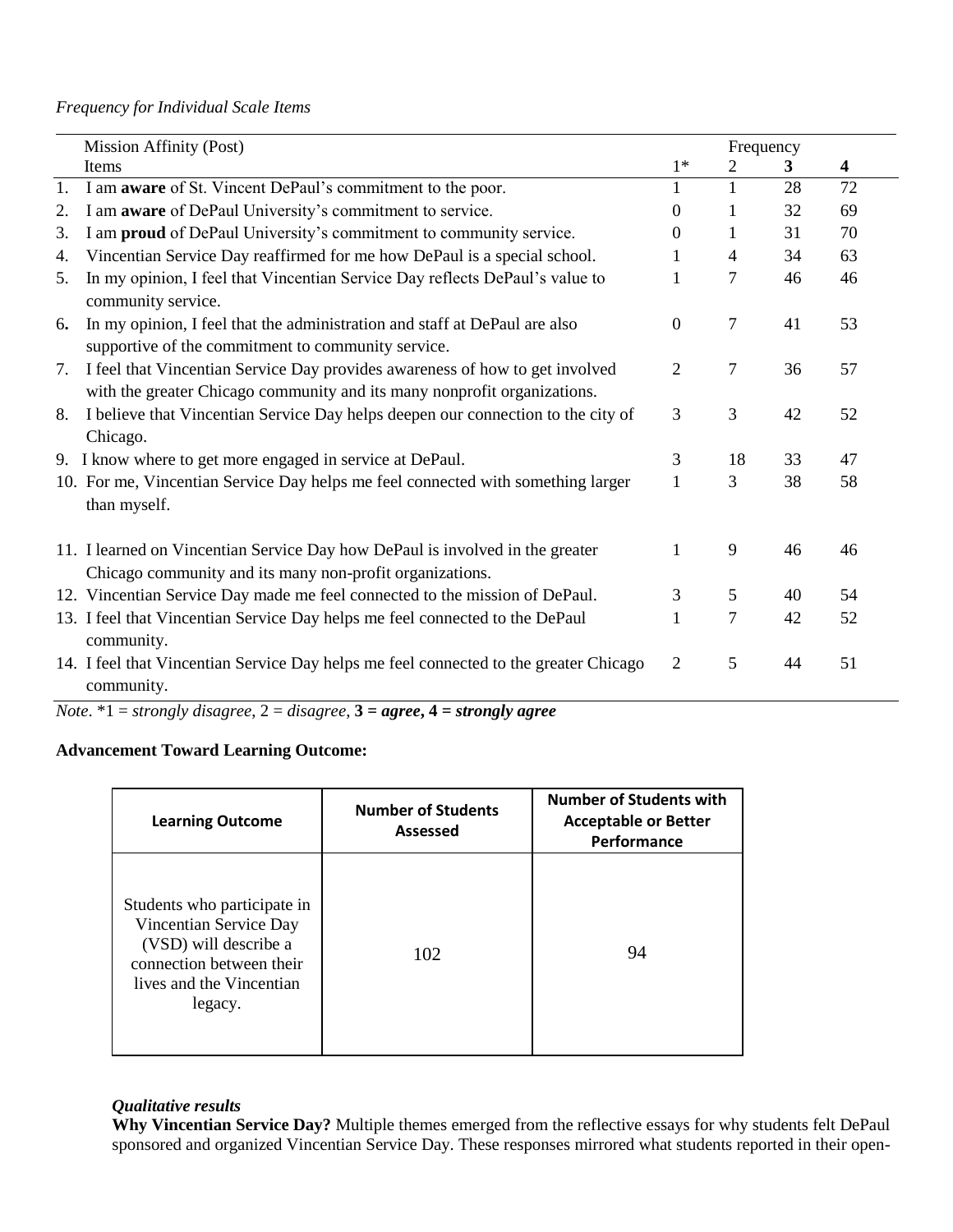*Frequency for Individual Scale Items*

| | Mission Affinity (Post) Items | Frequency 1* | 2 | **3** | **4** |
|---|---|---|---|---|---|
| 1. | I am **aware** of St. Vincent DePaul's commitment to the poor. | 1 | 1 | 28 | 72 |
| 2. | I am **aware** of DePaul University's commitment to service. | 0 | 1 | 32 | 69 |
| 3. | I am **proud** of DePaul University's commitment to community service. | 0 | 1 | 31 | 70 |
| 4. | Vincentian Service Day reaffirmed for me how DePaul is a special school. | 1 | 4 | 34 | 63 |
| 5. | In my opinion, I feel that Vincentian Service Day reflects DePaul's value to community service. | 1 | 7 | 46 | 46 |
| 6. | In my opinion, I feel that the administration and staff at DePaul are also supportive of the commitment to community service. | 0 | 7 | 41 | 53 |
| 7. | I feel that Vincentian Service Day provides awareness of how to get involved with the greater Chicago community and its many nonprofit organizations. | 2 | 7 | 36 | 57 |
| 8. | I believe that Vincentian Service Day helps deepen our connection to the city of Chicago. | 3 | 3 | 42 | 52 |
| 9. | I know where to get more engaged in service at DePaul. | 3 | 18 | 33 | 47 |
| 10. | For me, Vincentian Service Day helps me feel connected with something larger than myself. | 1 | 3 | 38 | 58 |
| 11. | I learned on Vincentian Service Day how DePaul is involved in the greater Chicago community and its many non-profit organizations. | 1 | 9 | 46 | 46 |
| 12. | Vincentian Service Day made me feel connected to the mission of DePaul. | 3 | 5 | 40 | 54 |
| 13. | I feel that Vincentian Service Day helps me feel connected to the DePaul community. | 1 | 7 | 42 | 52 |
| 14. | I feel that Vincentian Service Day helps me feel connected to the greater Chicago community. | 2 | 5 | 44 | 51 |

*Note*. *1 = *strongly disagree*, 2 = *disagree*, ***3 = agree*, *4 = strongly agree***

**Advancement Toward Learning Outcome:**

| **Learning Outcome** | **Number of Students Assessed** | **Number of Students with Acceptable or Better Performance** |
|---|---|---|
| Students who participate in Vincentian Service Day (VSD) will describe a connection between their lives and the Vincentian legacy. | 102 | 94 |

***Qualitative results***

**Why Vincentian Service Day?** Multiple themes emerged from the reflective essays for why students felt DePaul sponsored and organized Vincentian Service Day. These responses mirrored what students reported in their open-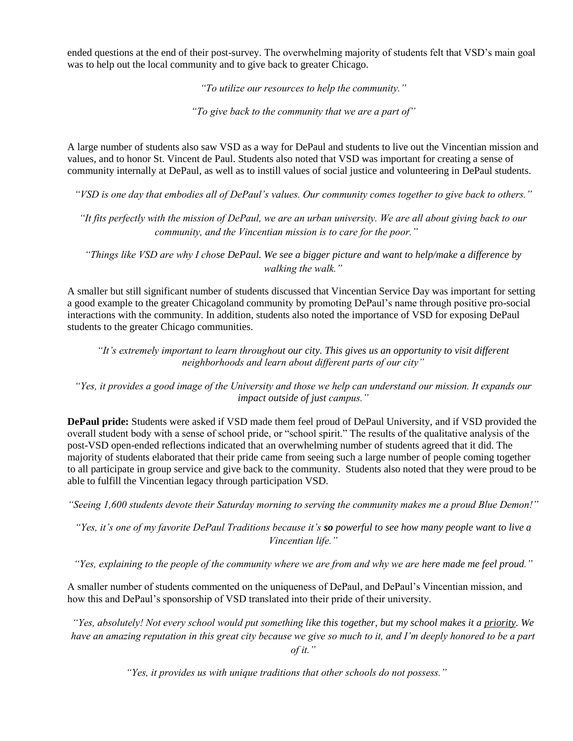ended questions at the end of their post-survey. The overwhelming majority of students felt that VSD's main goal was to help out the local community and to give back to greater Chicago.

*"To utilize our resources to help the community."*

*"To give back to the community that we are a part of"*

A large number of students also saw VSD as a way for DePaul and students to live out the Vincentian mission and values, and to honor St. Vincent de Paul. Students also noted that VSD was important for creating a sense of community internally at DePaul, as well as to instill values of social justice and volunteering in DePaul students.

*"VSD is one day that embodies all of DePaul's values. Our community comes together to give back to others."*

*"It fits perfectly with the mission of DePaul, we are an urban university. We are all about giving back to our community, and the Vincentian mission is to care for the poor."*

*"Things like VSD are why I chose DePaul. We see a bigger picture and want to help/make a difference by walking the walk."*

A smaller but still significant number of students discussed that Vincentian Service Day was important for setting a good example to the greater Chicagoland community by promoting DePaul's name through positive pro-social interactions with the community. In addition, students also noted the importance of VSD for exposing DePaul students to the greater Chicago communities.

*"It's extremely important to learn throughout our city. This gives us an opportunity to visit different neighborhoods and learn about different parts of our city"*

*"Yes, it provides a good image of the University and those we help can understand our mission. It expands our impact outside of just campus."*

**DePaul pride:** Students were asked if VSD made them feel proud of DePaul University, and if VSD provided the overall student body with a sense of school pride, or "school spirit." The results of the qualitative analysis of the post-VSD open-ended reflections indicated that an overwhelming number of students agreed that it did. The majority of students elaborated that their pride came from seeing such a large number of people coming together to all participate in group service and give back to the community. Students also noted that they were proud to be able to fulfill the Vincentian legacy through participation VSD.

*"Seeing 1,600 students devote their Saturday morning to serving the community makes me a proud Blue Demon!"*

*"Yes, it's one of my favorite DePaul Traditions because it's **so** powerful to see how many people want to live a Vincentian life."*

*"Yes, explaining to the people of the community where we are from and why we are here made me feel proud."*

A smaller number of students commented on the uniqueness of DePaul, and DePaul's Vincentian mission, and how this and DePaul's sponsorship of VSD translated into their pride of their university.

*"Yes, absolutely! Not every school would put something like this together, but my school makes it a priority. We have an amazing reputation in this great city because we give so much to it, and I'm deeply honored to be a part of it."*

*"Yes, it provides us with unique traditions that other schools do not possess."*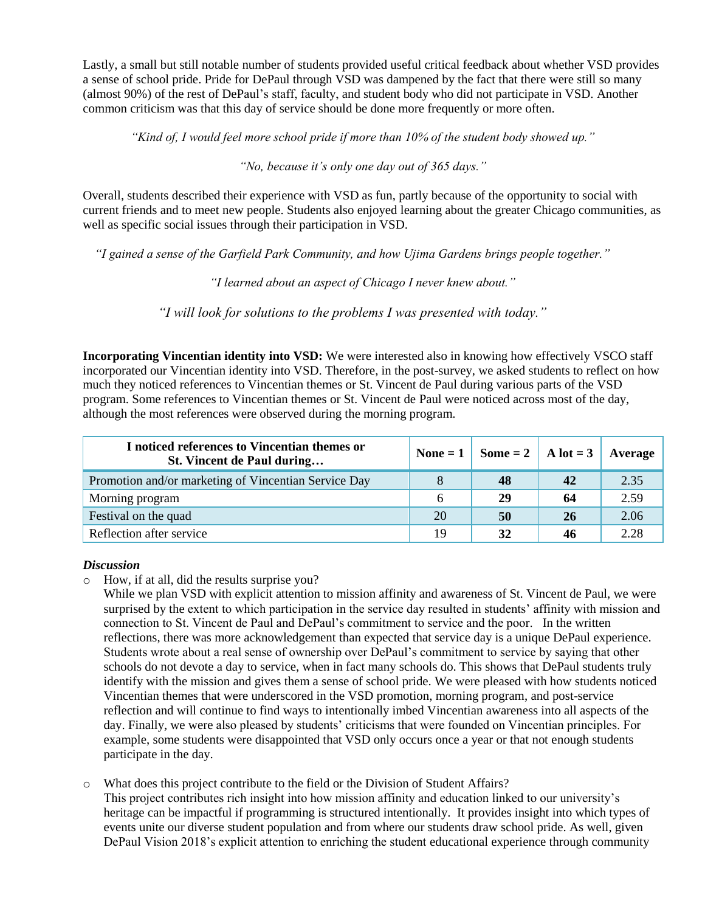Lastly, a small but still notable number of students provided useful critical feedback about whether VSD provides a sense of school pride. Pride for DePaul through VSD was dampened by the fact that there were still so many (almost 90%) of the rest of DePaul's staff, faculty, and student body who did not participate in VSD. Another common criticism was that this day of service should be done more frequently or more often.

*"Kind of, I would feel more school pride if more than 10% of the student body showed up."*

*"No, because it's only one day out of 365 days."*

Overall, students described their experience with VSD as fun, partly because of the opportunity to social with current friends and to meet new people. Students also enjoyed learning about the greater Chicago communities, as well as specific social issues through their participation in VSD.

*"I gained a sense of the Garfield Park Community, and how Ujima Gardens brings people together."*

*"I learned about an aspect of Chicago I never knew about."*

*"I will look for solutions to the problems I was presented with today."*

**Incorporating Vincentian identity into VSD:** We were interested also in knowing how effectively VSCO staff incorporated our Vincentian identity into VSD. Therefore, in the post-survey, we asked students to reflect on how much they noticed references to Vincentian themes or St. Vincent de Paul during various parts of the VSD program. Some references to Vincentian themes or St. Vincent de Paul were noticed across most of the day, although the most references were observed during the morning program.

| I noticed references to Vincentian themes or St. Vincent de Paul during… | None = 1 | Some = 2 | A lot = 3 | Average |
|---|---|---|---|---|
| Promotion and/or marketing of Vincentian Service Day | 8 | **48** | **42** | 2.35 |
| Morning program | 6 | **29** | **64** | 2.59 |
| Festival on the quad | 20 | **50** | **26** | 2.06 |
| Reflection after service | 19 | **32** | **46** | 2.28 |

***Discussion***

- How, if at all, did the results surprise you?
  While we plan VSD with explicit attention to mission affinity and awareness of St. Vincent de Paul, we were surprised by the extent to which participation in the service day resulted in students' affinity with mission and connection to St. Vincent de Paul and DePaul's commitment to service and the poor. In the written reflections, there was more acknowledgement than expected that service day is a unique DePaul experience. Students wrote about a real sense of ownership over DePaul's commitment to service by saying that other schools do not devote a day to service, when in fact many schools do. This shows that DePaul students truly identify with the mission and gives them a sense of school pride. We were pleased with how students noticed Vincentian themes that were underscored in the VSD promotion, morning program, and post-service reflection and will continue to find ways to intentionally imbed Vincentian awareness into all aspects of the day. Finally, we were also pleased by students' criticisms that were founded on Vincentian principles. For example, some students were disappointed that VSD only occurs once a year or that not enough students participate in the day.

- What does this project contribute to the field or the Division of Student Affairs?
  This project contributes rich insight into how mission affinity and education linked to our university's heritage can be impactful if programming is structured intentionally. It provides insight into which types of events unite our diverse student population and from where our students draw school pride. As well, given DePaul Vision 2018's explicit attention to enriching the student educational experience through community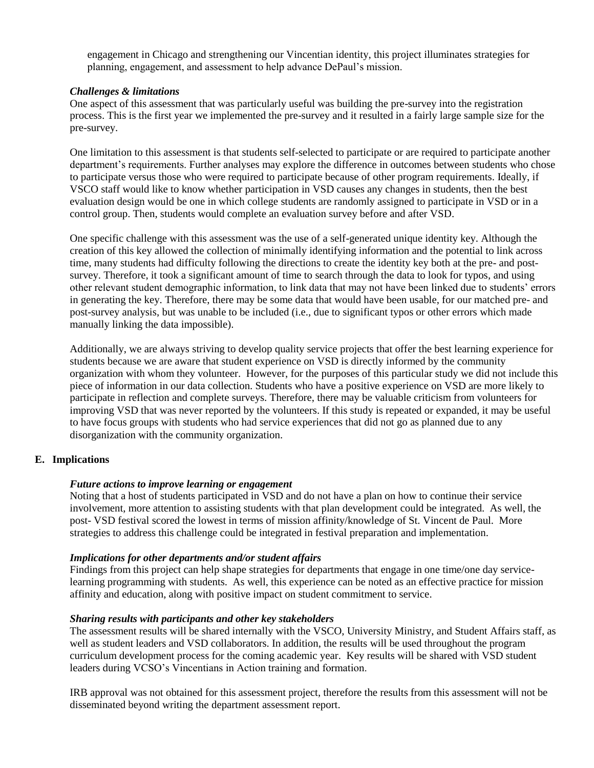engagement in Chicago and strengthening our Vincentian identity, this project illuminates strategies for planning, engagement, and assessment to help advance DePaul's mission.

### *Challenges & limitations*

One aspect of this assessment that was particularly useful was building the pre-survey into the registration process. This is the first year we implemented the pre-survey and it resulted in a fairly large sample size for the pre-survey.

One limitation to this assessment is that students self-selected to participate or are required to participate another department's requirements. Further analyses may explore the difference in outcomes between students who chose to participate versus those who were required to participate because of other program requirements. Ideally, if VSCO staff would like to know whether participation in VSD causes any changes in students, then the best evaluation design would be one in which college students are randomly assigned to participate in VSD or in a control group. Then, students would complete an evaluation survey before and after VSD.

One specific challenge with this assessment was the use of a self-generated unique identity key. Although the creation of this key allowed the collection of minimally identifying information and the potential to link across time, many students had difficulty following the directions to create the identity key both at the pre- and post-survey. Therefore, it took a significant amount of time to search through the data to look for typos, and using other relevant student demographic information, to link data that may not have been linked due to students' errors in generating the key. Therefore, there may be some data that would have been usable, for our matched pre- and post-survey analysis, but was unable to be included (i.e., due to significant typos or other errors which made manually linking the data impossible).

Additionally, we are always striving to develop quality service projects that offer the best learning experience for students because we are aware that student experience on VSD is directly informed by the community organization with whom they volunteer. However, for the purposes of this particular study we did not include this piece of information in our data collection. Students who have a positive experience on VSD are more likely to participate in reflection and complete surveys. Therefore, there may be valuable criticism from volunteers for improving VSD that was never reported by the volunteers. If this study is repeated or expanded, it may be useful to have focus groups with students who had service experiences that did not go as planned due to any disorganization with the community organization.

## E. Implications

### *Future actions to improve learning or engagement*

Noting that a host of students participated in VSD and do not have a plan on how to continue their service involvement, more attention to assisting students with that plan development could be integrated. As well, the post- VSD festival scored the lowest in terms of mission affinity/knowledge of St. Vincent de Paul. More strategies to address this challenge could be integrated in festival preparation and implementation.

### *Implications for other departments and/or student affairs*

Findings from this project can help shape strategies for departments that engage in one time/one day service-learning programming with students. As well, this experience can be noted as an effective practice for mission affinity and education, along with positive impact on student commitment to service.

### *Sharing results with participants and other key stakeholders*

The assessment results will be shared internally with the VSCO, University Ministry, and Student Affairs staff, as well as student leaders and VSD collaborators. In addition, the results will be used throughout the program curriculum development process for the coming academic year. Key results will be shared with VSD student leaders during VCSO's Vincentians in Action training and formation.

IRB approval was not obtained for this assessment project, therefore the results from this assessment will not be disseminated beyond writing the department assessment report.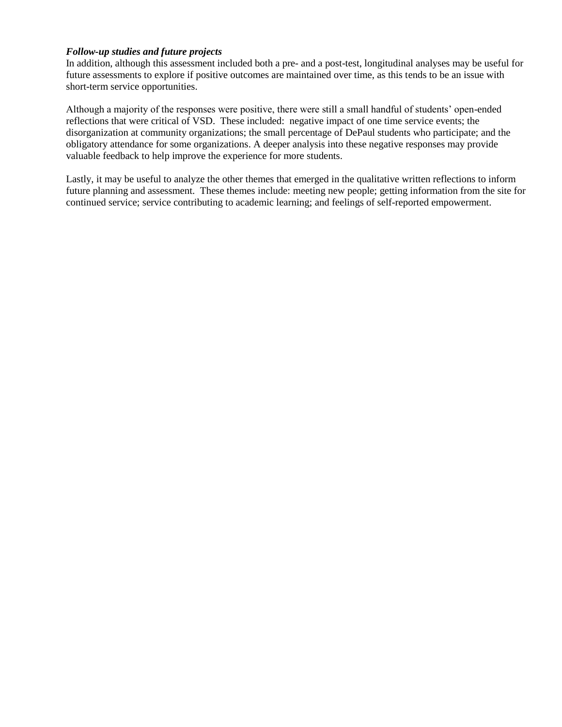***Follow-up studies and future projects***

In addition, although this assessment included both a pre- and a post-test, longitudinal analyses may be useful for future assessments to explore if positive outcomes are maintained over time, as this tends to be an issue with short-term service opportunities.

Although a majority of the responses were positive, there were still a small handful of students' open-ended reflections that were critical of VSD. These included: negative impact of one time service events; the disorganization at community organizations; the small percentage of DePaul students who participate; and the obligatory attendance for some organizations. A deeper analysis into these negative responses may provide valuable feedback to help improve the experience for more students.

Lastly, it may be useful to analyze the other themes that emerged in the qualitative written reflections to inform future planning and assessment. These themes include: meeting new people; getting information from the site for continued service; service contributing to academic learning; and feelings of self-reported empowerment.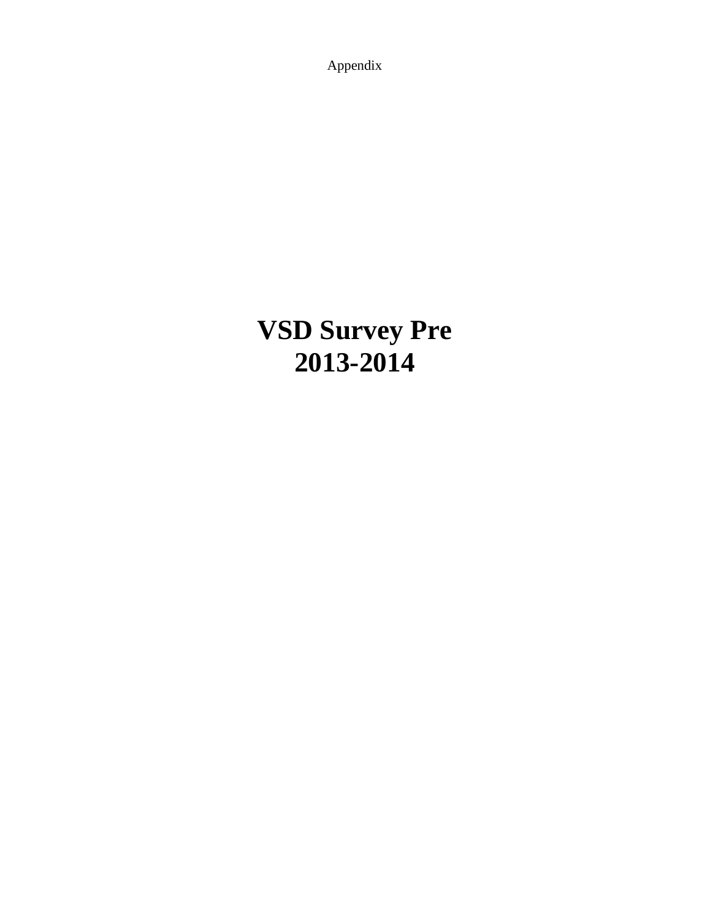Appendix

# VSD Survey Pre
# 2013-2014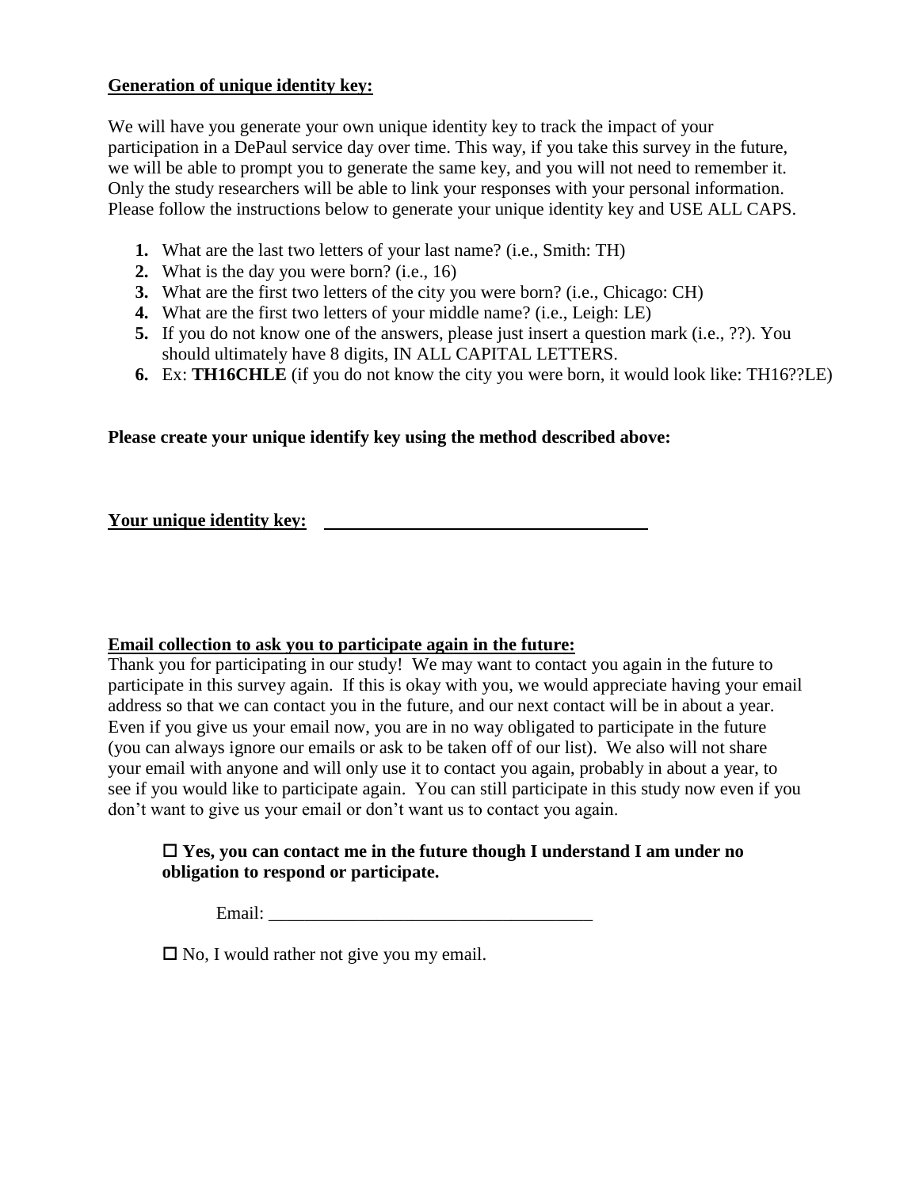**Generation of unique identity key:**

We will have you generate your own unique identity key to track the impact of your participation in a DePaul service day over time. This way, if you take this survey in the future, we will be able to prompt you to generate the same key, and you will not need to remember it. Only the study researchers will be able to link your responses with your personal information. Please follow the instructions below to generate your unique identity key and USE ALL CAPS.

1. What are the last two letters of your last name? (i.e., Smith: TH)
2. What is the day you were born? (i.e., 16)
3. What are the first two letters of the city you were born? (i.e., Chicago: CH)
4. What are the first two letters of your middle name? (i.e., Leigh: LE)
5. If you do not know one of the answers, please just insert a question mark (i.e., ??). You should ultimately have 8 digits, IN ALL CAPITAL LETTERS.
6. Ex: **TH16CHLE** (if you do not know the city you were born, it would look like: TH16??LE)

**Please create your unique identify key using the method described above:**

**Your unique identity key:** ____________________________________

**Email collection to ask you to participate again in the future:**

Thank you for participating in our study! We may want to contact you again in the future to participate in this survey again. If this is okay with you, we would appreciate having your email address so that we can contact you in the future, and our next contact will be in about a year. Even if you give us your email now, you are in no way obligated to participate in the future (you can always ignore our emails or ask to be taken off of our list). We also will not share your email with anyone and will only use it to contact you again, probably in about a year, to see if you would like to participate again. You can still participate in this study now even if you don't want to give us your email or don't want us to contact you again.

☐ **Yes, you can contact me in the future though I understand I am under no obligation to respond or participate.**

Email: ____________________________________

☐ No, I would rather not give you my email.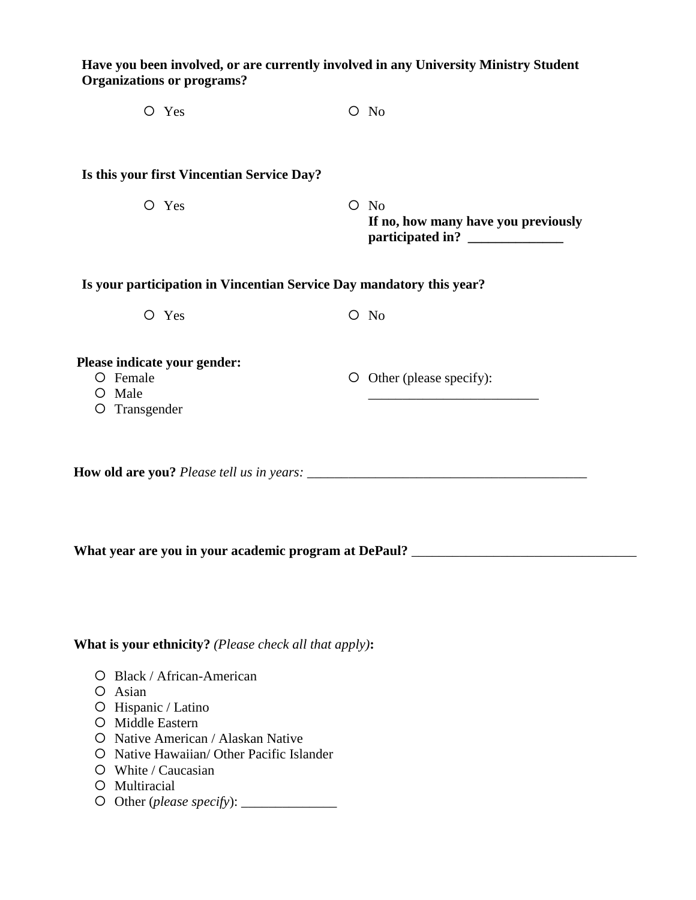**Have you been involved, or are currently involved in any University Ministry Student Organizations or programs?**

- ○ Yes
- ○ No

**Is this your first Vincentian Service Day?**

- ○ Yes
- ○ No
  **If no, how many have you previously participated in? ______________**

**Is your participation in Vincentian Service Day mandatory this year?**

- ○ Yes
- ○ No

**Please indicate your gender:**

- ○ Female
- ○ Male
- ○ Transgender
- ○ Other (please specify): __________________________

**How old are you?** *Please tell us in years:* __________________________________________

**What year are you in your academic program at DePaul?** _________________________________

**What is your ethnicity?** *(Please check all that apply)***:**

- ○ Black / African-American
- ○ Asian
- ○ Hispanic / Latino
- ○ Middle Eastern
- ○ Native American / Alaskan Native
- ○ Native Hawaiian/ Other Pacific Islander
- ○ White / Caucasian
- ○ Multiracial
- ○ Other (*please specify*): ______________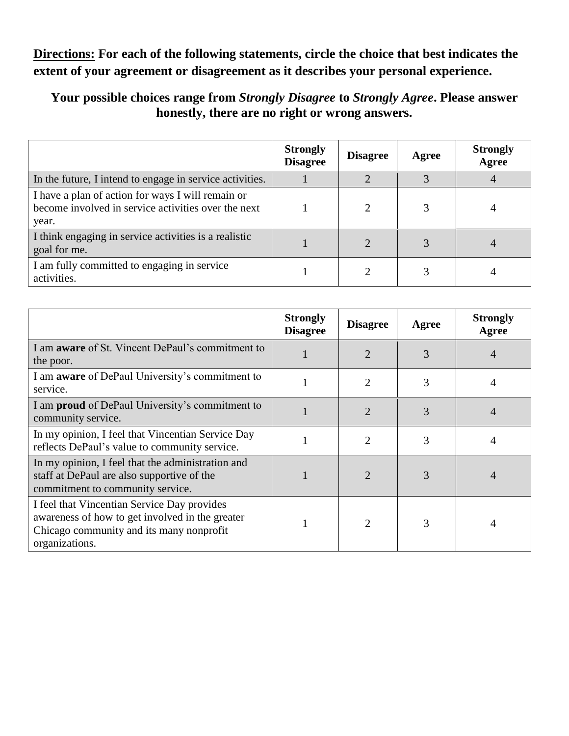**<u>Directions:</u> For each of the following statements, circle the choice that best indicates the extent of your agreement or disagreement as it describes your personal experience.**

**Your possible choices range from *Strongly Disagree* to *Strongly Agree*. Please answer honestly, there are no right or wrong answers.**

| | **Strongly Disagree** | **Disagree** | **Agree** | **Strongly Agree** |
|---|---|---|---|---|
| In the future, I intend to engage in service activities. | 1 | 2 | 3 | 4 |
| I have a plan of action for ways I will remain or become involved in service activities over the next year. | 1 | 2 | 3 | 4 |
| I think engaging in service activities is a realistic goal for me. | 1 | 2 | 3 | 4 |
| I am fully committed to engaging in service activities. | 1 | 2 | 3 | 4 |

| | **Strongly Disagree** | **Disagree** | **Agree** | **Strongly Agree** |
|---|---|---|---|---|
| I am **aware** of St. Vincent DePaul's commitment to the poor. | 1 | 2 | 3 | 4 |
| I am **aware** of DePaul University's commitment to service. | 1 | 2 | 3 | 4 |
| I am **proud** of DePaul University's commitment to community service. | 1 | 2 | 3 | 4 |
| In my opinion, I feel that Vincentian Service Day reflects DePaul's value to community service. | 1 | 2 | 3 | 4 |
| In my opinion, I feel that the administration and staff at DePaul are also supportive of the commitment to community service. | 1 | 2 | 3 | 4 |
| I feel that Vincentian Service Day provides awareness of how to get involved in the greater Chicago community and its many nonprofit organizations. | 1 | 2 | 3 | 4 |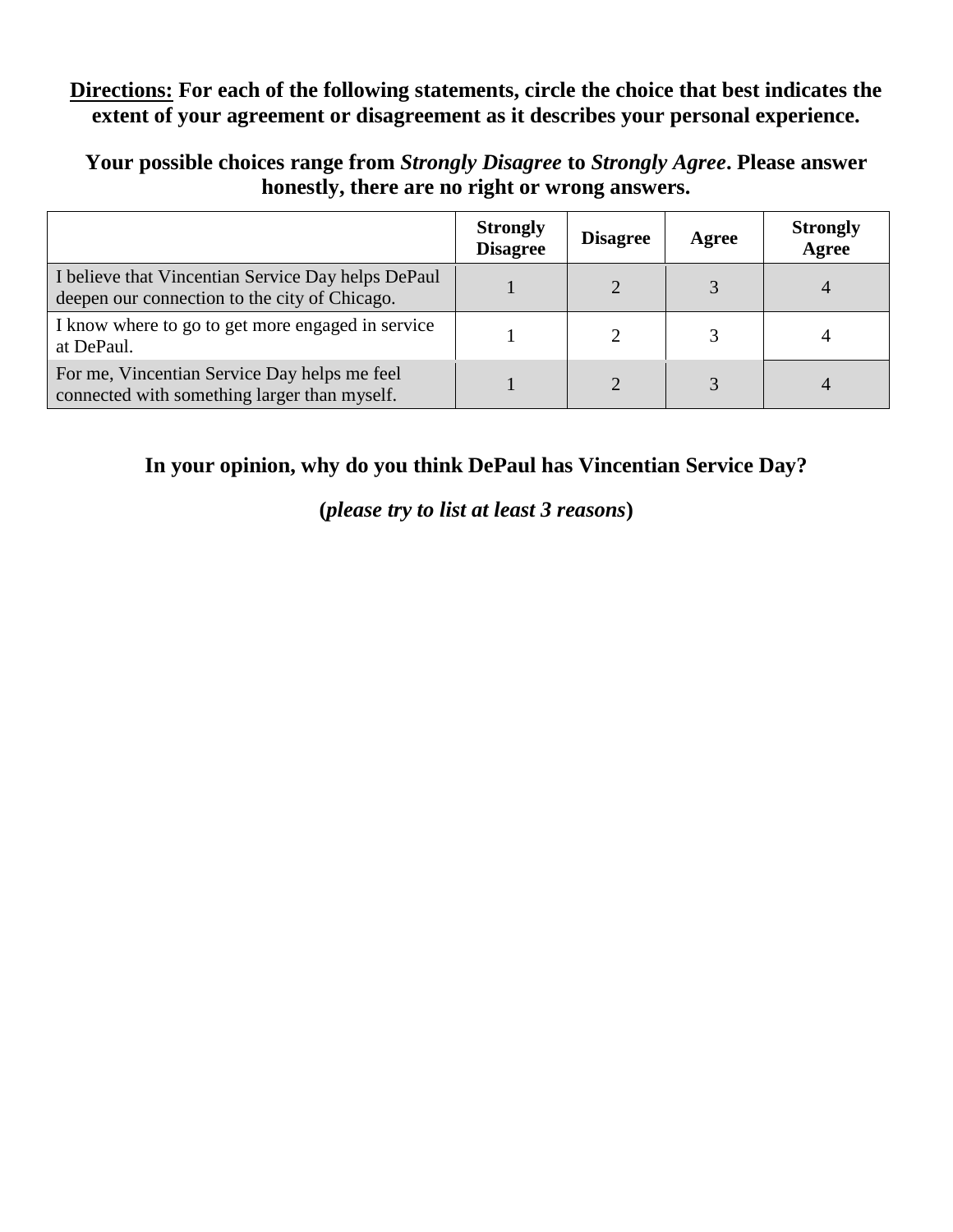**<u>Directions:</u> For each of the following statements, circle the choice that best indicates the extent of your agreement or disagreement as it describes your personal experience.**

**Your possible choices range from *Strongly Disagree* to *Strongly Agree*. Please answer honestly, there are no right or wrong answers.**

| | **Strongly Disagree** | **Disagree** | **Agree** | **Strongly Agree** |
|---|---|---|---|---|
| I believe that Vincentian Service Day helps DePaul deepen our connection to the city of Chicago. | 1 | 2 | 3 | 4 |
| I know where to go to get more engaged in service at DePaul. | 1 | 2 | 3 | 4 |
| For me, Vincentian Service Day helps me feel connected with something larger than myself. | 1 | 2 | 3 | 4 |

**In your opinion, why do you think DePaul has Vincentian Service Day?**

**(*please try to list at least 3 reasons*)**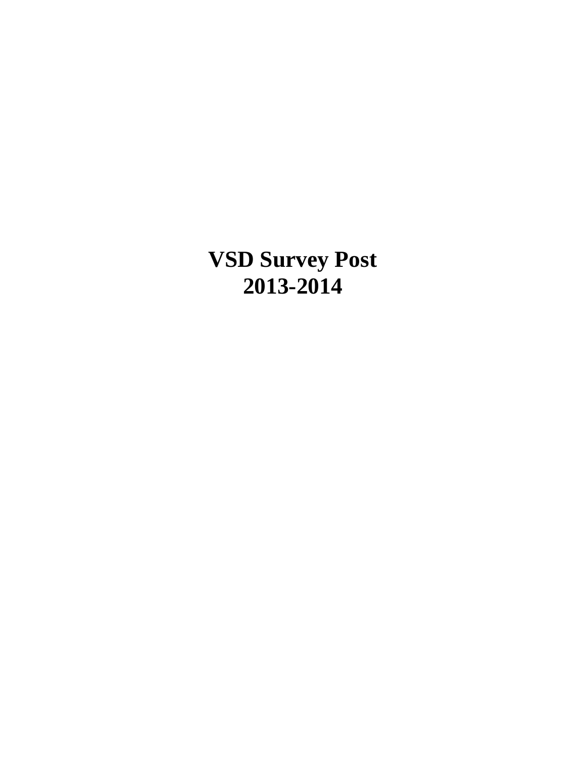# VSD Survey Post
# 2013-2014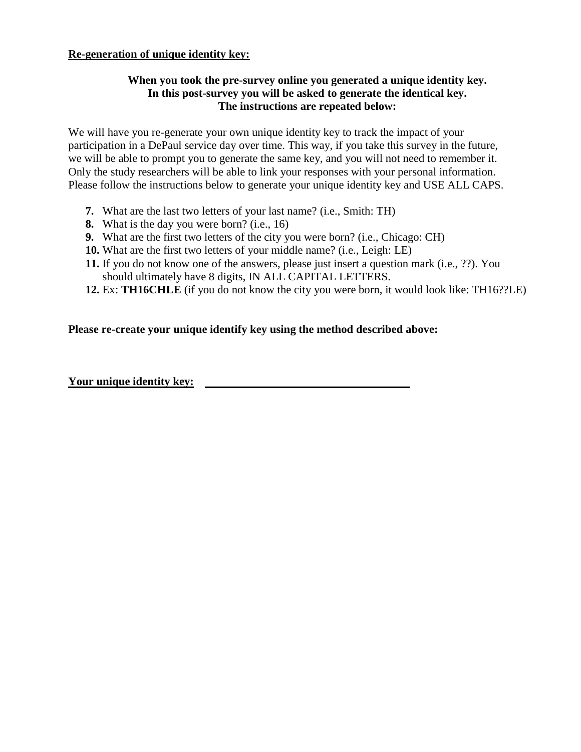**Re-generation of unique identity key:**

**When you took the pre-survey online you generated a unique identity key.**
**In this post-survey you will be asked to generate the identical key.**
**The instructions are repeated below:**

We will have you re-generate your own unique identity key to track the impact of your participation in a DePaul service day over time. This way, if you take this survey in the future, we will be able to prompt you to generate the same key, and you will not need to remember it. Only the study researchers will be able to link your responses with your personal information. Please follow the instructions below to generate your unique identity key and USE ALL CAPS.

7. What are the last two letters of your last name? (i.e., Smith: TH)
8. What is the day you were born? (i.e., 16)
9. What are the first two letters of the city you were born? (i.e., Chicago: CH)
10. What are the first two letters of your middle name? (i.e., Leigh: LE)
11. If you do not know one of the answers, please just insert a question mark (i.e., ??). You should ultimately have 8 digits, IN ALL CAPITAL LETTERS.
12. Ex: **TH16CHLE** (if you do not know the city you were born, it would look like: TH16??LE)

**Please re-create your unique identify key using the method described above:**

**Your unique identity key:** ____________________________________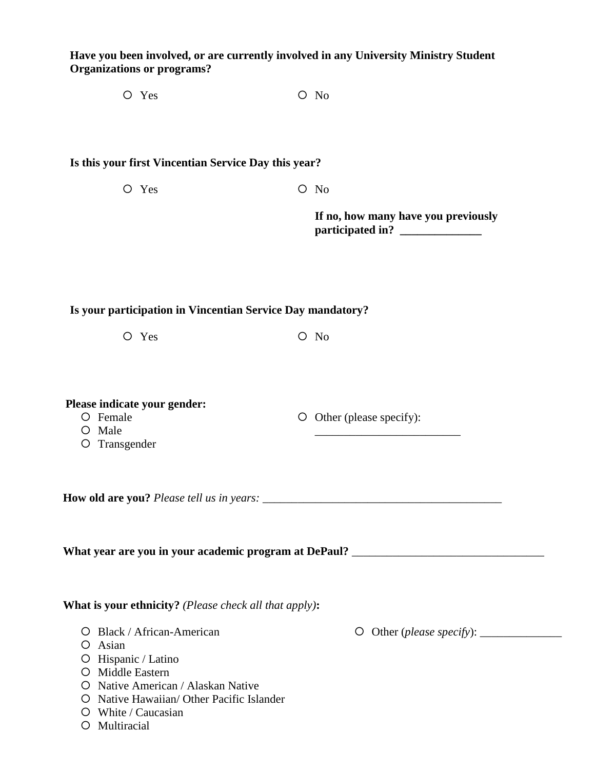**Have you been involved, or are currently involved in any University Ministry Student Organizations or programs?**

- ○ Yes
- ○ No

**Is this your first Vincentian Service Day this year?**

- ○ Yes
- ○ No

**If no, how many have you previously participated in? ______________**

**Is your participation in Vincentian Service Day mandatory?**

- ○ Yes
- ○ No

**Please indicate your gender:**

- ○ Female
- ○ Male
- ○ Transgender
- ○ Other (please specify): _________________________

**How old are you?** *Please tell us in years:* __________________________________________

**What year are you in your academic program at DePaul?** _________________________________

**What is your ethnicity?** *(Please check all that apply)***:**

- ○ Black / African-American
- ○ Asian
- ○ Hispanic / Latino
- ○ Middle Eastern
- ○ Native American / Alaskan Native
- ○ Native Hawaiian/ Other Pacific Islander
- ○ White / Caucasian
- ○ Multiracial
- ○ Other (*please specify*): ______________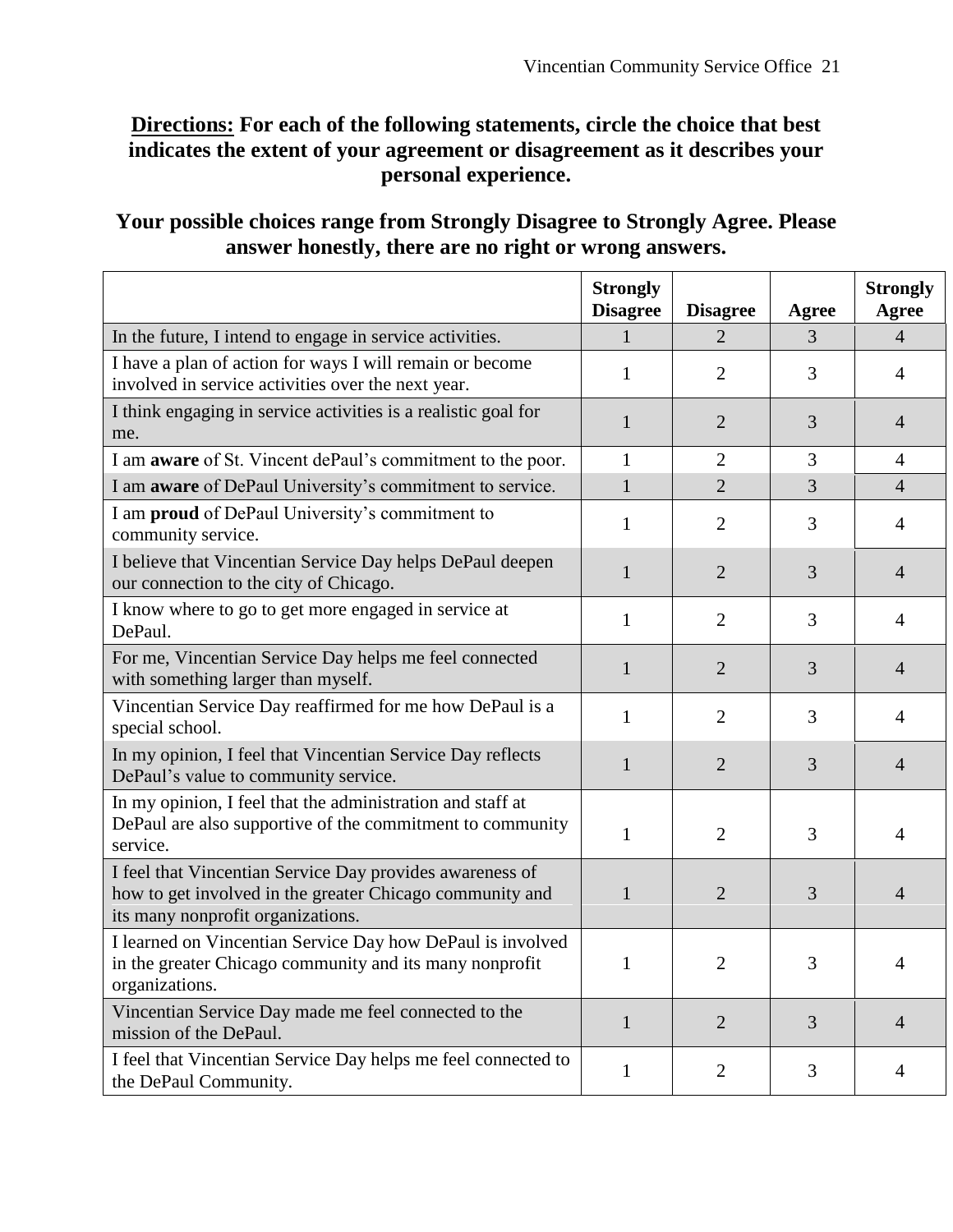**Directions:** **For each of the following statements, circle the choice that best indicates the extent of your agreement or disagreement as it describes your personal experience.**

**Your possible choices range from Strongly Disagree to Strongly Agree. Please answer honestly, there are no right or wrong answers.**

| | **Strongly Disagree** | **Disagree** | **Agree** | **Strongly Agree** |
|---|---|---|---|---|
| In the future, I intend to engage in service activities. | 1 | 2 | 3 | 4 |
| I have a plan of action for ways I will remain or become involved in service activities over the next year. | 1 | 2 | 3 | 4 |
| I think engaging in service activities is a realistic goal for me. | 1 | 2 | 3 | 4 |
| I am **aware** of St. Vincent dePaul's commitment to the poor. | 1 | 2 | 3 | 4 |
| I am **aware** of DePaul University's commitment to service. | 1 | 2 | 3 | 4 |
| I am **proud** of DePaul University's commitment to community service. | 1 | 2 | 3 | 4 |
| I believe that Vincentian Service Day helps DePaul deepen our connection to the city of Chicago. | 1 | 2 | 3 | 4 |
| I know where to go to get more engaged in service at DePaul. | 1 | 2 | 3 | 4 |
| For me, Vincentian Service Day helps me feel connected with something larger than myself. | 1 | 2 | 3 | 4 |
| Vincentian Service Day reaffirmed for me how DePaul is a special school. | 1 | 2 | 3 | 4 |
| In my opinion, I feel that Vincentian Service Day reflects DePaul's value to community service. | 1 | 2 | 3 | 4 |
| In my opinion, I feel that the administration and staff at DePaul are also supportive of the commitment to community service. | 1 | 2 | 3 | 4 |
| I feel that Vincentian Service Day provides awareness of how to get involved in the greater Chicago community and its many nonprofit organizations. | 1 | 2 | 3 | 4 |
| I learned on Vincentian Service Day how DePaul is involved in the greater Chicago community and its many nonprofit organizations. | 1 | 2 | 3 | 4 |
| Vincentian Service Day made me feel connected to the mission of the DePaul. | 1 | 2 | 3 | 4 |
| I feel that Vincentian Service Day helps me feel connected to the DePaul Community. | 1 | 2 | 3 | 4 |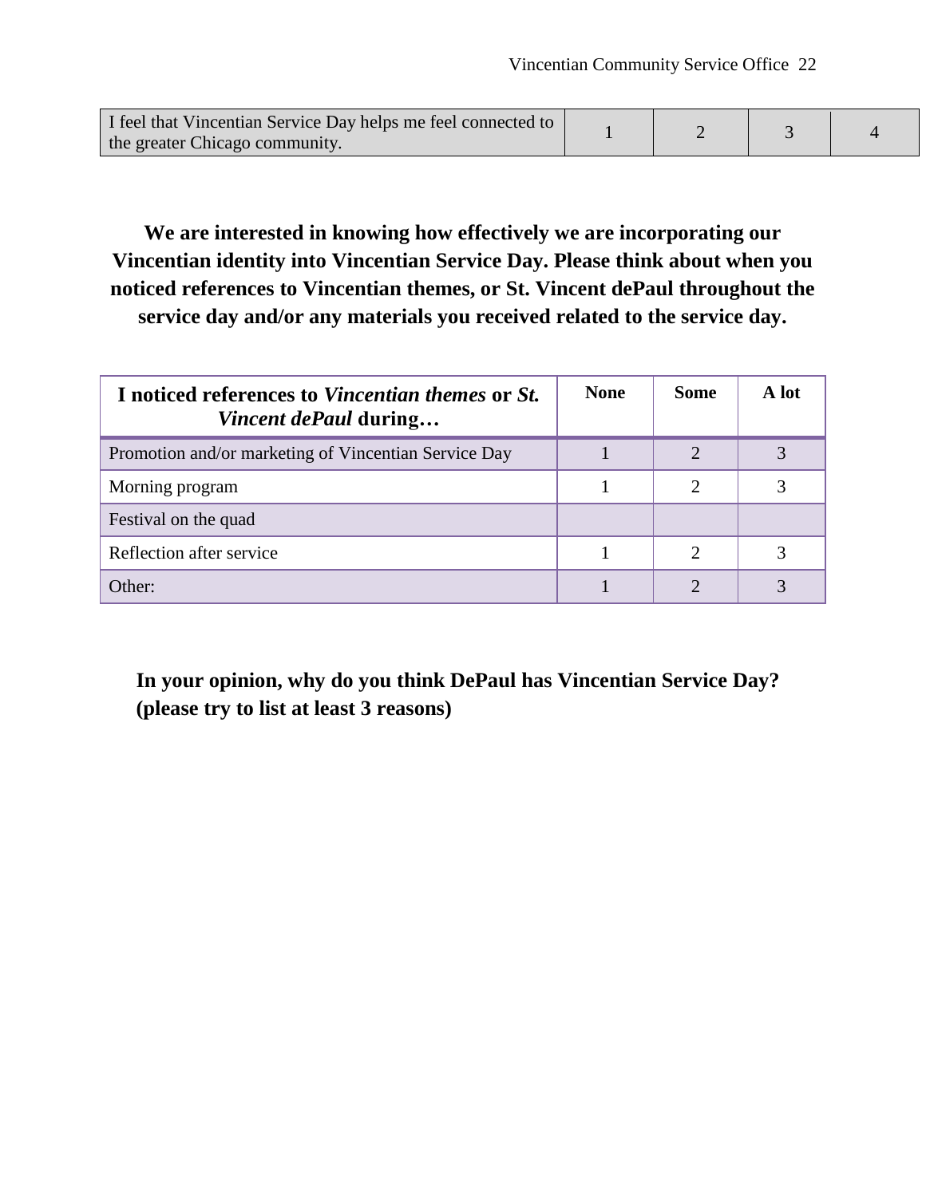| I feel that Vincentian Service Day helps me feel connected to the greater Chicago community. | 1 | 2 | 3 | 4 |
|---|---|---|---|---|

**We are interested in knowing how effectively we are incorporating our Vincentian identity into Vincentian Service Day. Please think about when you noticed references to Vincentian themes, or St. Vincent dePaul throughout the service day and/or any materials you received related to the service day.**

| **I noticed references to *Vincentian themes* or *St. Vincent dePaul* during…** | **None** | **Some** | **A lot** |
|---|---|---|---|
| Promotion and/or marketing of Vincentian Service Day | 1 | 2 | 3 |
| Morning program | 1 | 2 | 3 |
| Festival on the quad | | | |
| Reflection after service | 1 | 2 | 3 |
| Other: | 1 | 2 | 3 |

**In your opinion, why do you think DePaul has Vincentian Service Day? (please try to list at least 3 reasons)**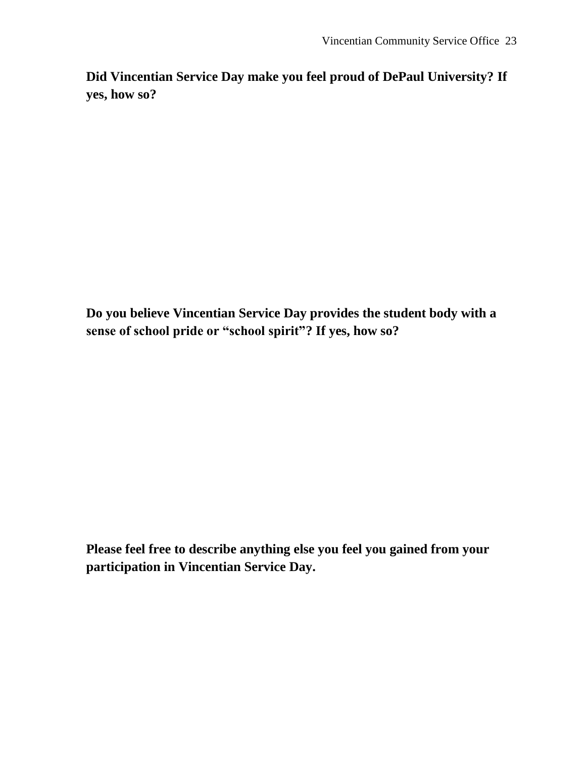**Did Vincentian Service Day make you feel proud of DePaul University? If yes, how so?**

**Do you believe Vincentian Service Day provides the student body with a sense of school pride or "school spirit"? If yes, how so?**

**Please feel free to describe anything else you feel you gained from your participation in Vincentian Service Day.**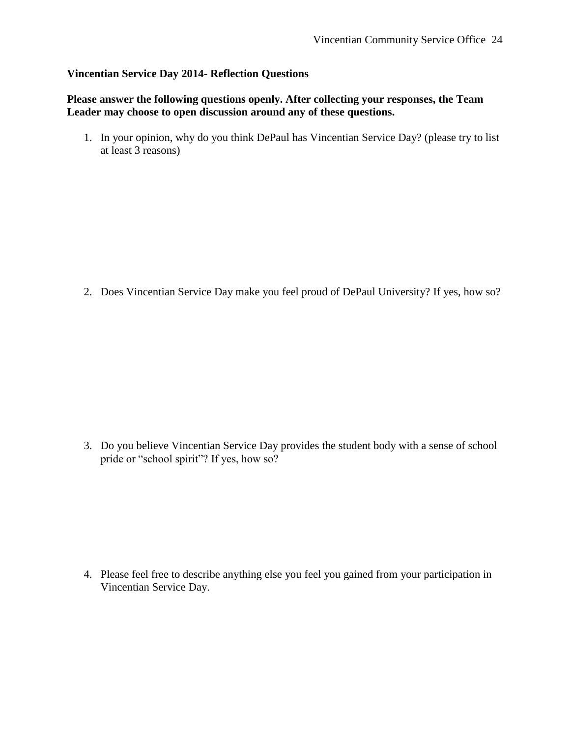**Vincentian Service Day 2014- Reflection Questions**

**Please answer the following questions openly. After collecting your responses, the Team Leader may choose to open discussion around any of these questions.**

1. In your opinion, why do you think DePaul has Vincentian Service Day? (please try to list at least 3 reasons)

2. Does Vincentian Service Day make you feel proud of DePaul University? If yes, how so?

3. Do you believe Vincentian Service Day provides the student body with a sense of school pride or "school spirit"? If yes, how so?

4. Please feel free to describe anything else you feel you gained from your participation in Vincentian Service Day.